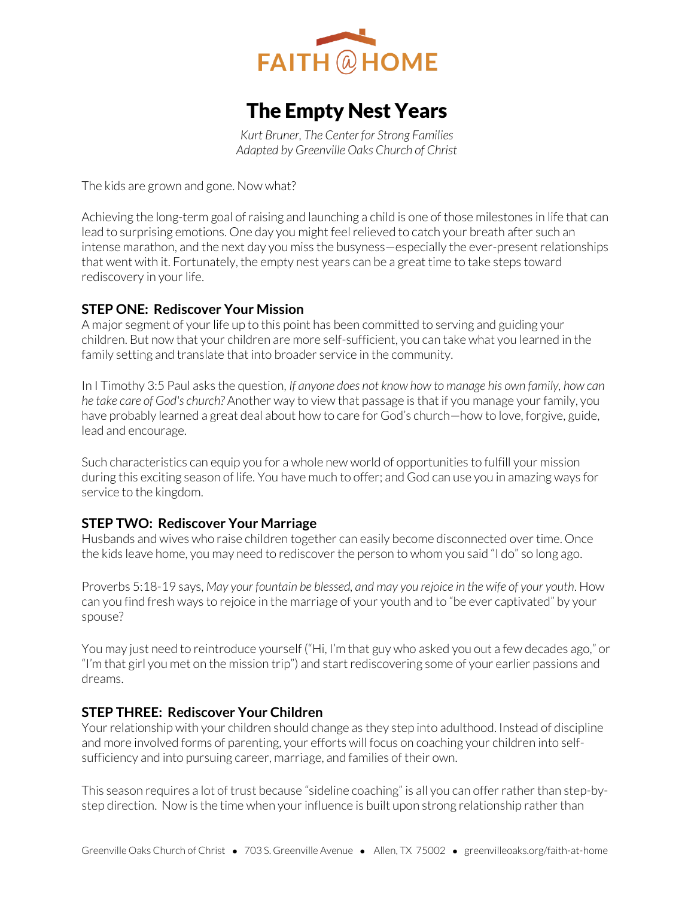FAITH @ HOME

# The Empty Nest Years

*Kurt Bruner, The Center for Strong Families*
*Adapted by Greenville Oaks Church of Christ*

The kids are grown and gone. Now what?

Achieving the long-term goal of raising and launching a child is one of those milestones in life that can lead to surprising emotions. One day you might feel relieved to catch your breath after such an intense marathon, and the next day you miss the busyness—especially the ever-present relationships that went with it. Fortunately, the empty nest years can be a great time to take steps toward rediscovery in your life.

### STEP ONE: Rediscover Your Mission

A major segment of your life up to this point has been committed to serving and guiding your children. But now that your children are more self-sufficient, you can take what you learned in the family setting and translate that into broader service in the community.

In I Timothy 3:5 Paul asks the question, *If anyone does not know how to manage his own family, how can he take care of God's church?* Another way to view that passage is that if you manage your family, you have probably learned a great deal about how to care for God's church—how to love, forgive, guide, lead and encourage.

Such characteristics can equip you for a whole new world of opportunities to fulfill your mission during this exciting season of life. You have much to offer; and God can use you in amazing ways for service to the kingdom.

### STEP TWO: Rediscover Your Marriage

Husbands and wives who raise children together can easily become disconnected over time. Once the kids leave home, you may need to rediscover the person to whom you said "I do" so long ago.

Proverbs 5:18-19 says, *May your fountain be blessed, and may you rejoice in the wife of your youth*. How can you find fresh ways to rejoice in the marriage of your youth and to "be ever captivated" by your spouse?

You may just need to reintroduce yourself ("Hi, I'm that guy who asked you out a few decades ago," or "I'm that girl you met on the mission trip") and start rediscovering some of your earlier passions and dreams.

### STEP THREE: Rediscover Your Children

Your relationship with your children should change as they step into adulthood. Instead of discipline and more involved forms of parenting, your efforts will focus on coaching your children into self-sufficiency and into pursuing career, marriage, and families of their own.

This season requires a lot of trust because "sideline coaching" is all you can offer rather than step-by-step direction. Now is the time when your influence is built upon strong relationship rather than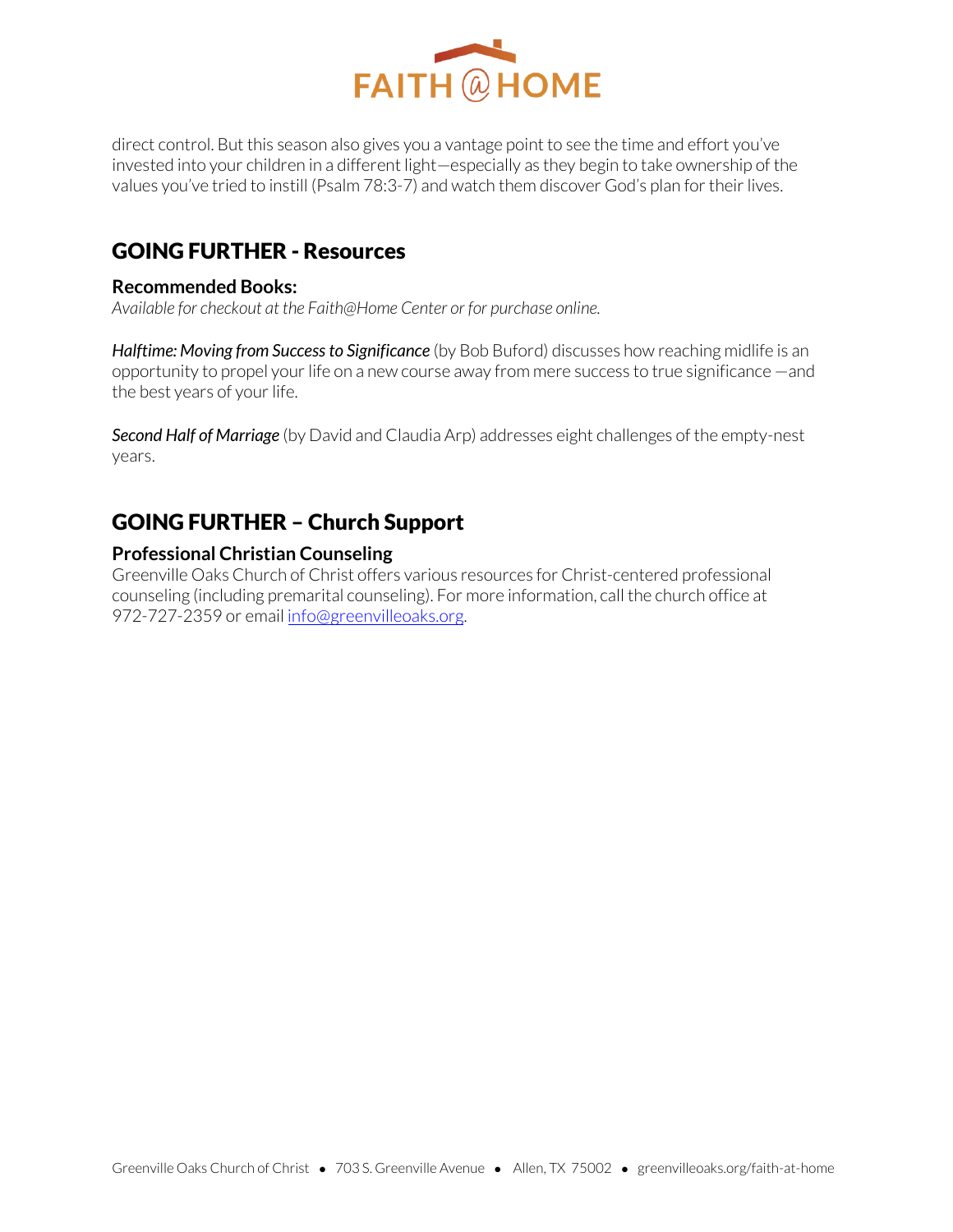direct control. But this season also gives you a vantage point to see the time and effort you've invested into your children in a different light—especially as they begin to take ownership of the values you've tried to instill (Psalm 78:3-7) and watch them discover God's plan for their lives.

## GOING FURTHER - Resources

### Recommended Books:

*Available for checkout at the Faith@Home Center or for purchase online.*

***Halftime: Moving from Success to Significance*** (by Bob Buford) discusses how reaching midlife is an opportunity to propel your life on a new course away from mere success to true significance —and the best years of your life.

***Second Half of Marriage*** (by David and Claudia Arp) addresses eight challenges of the empty-nest years.

## GOING FURTHER – Church Support

### Professional Christian Counseling

Greenville Oaks Church of Christ offers various resources for Christ-centered professional counseling (including premarital counseling). For more information, call the church office at 972-727-2359 or email info@greenvilleoaks.org.